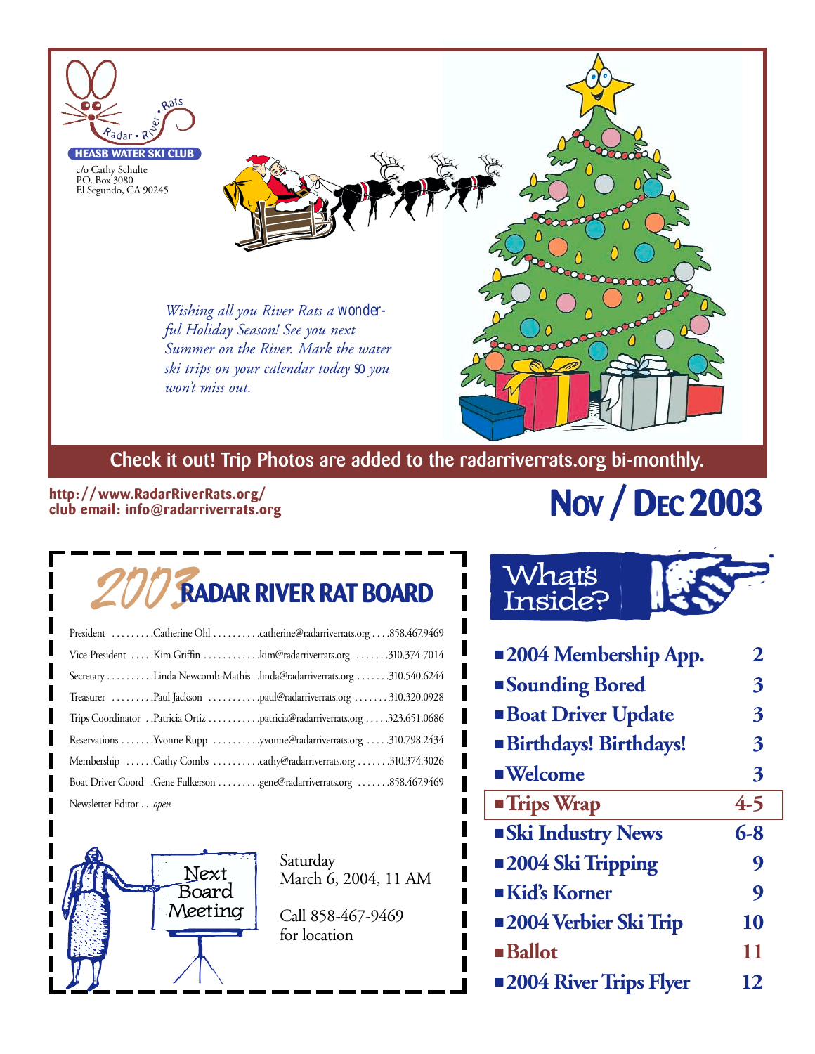Radar • River • Rats

**HEASB WATER SKI CLUB**

c/o Cathy Schulte
P.O. Box 3080
El Segundo, CA 90245

*Wishing all you River Rats a wonderful Holiday Season! See you next Summer on the River. Mark the water ski trips on your calendar today so you won't miss out.*

**Check it out! Trip Photos are added to the radarriverrats.org bi-monthly.**

**http://www.RadarRiverRats.org/**
**club email: info@radarriverrats.org**

# NOV / DEC 2003

## 2003 RADAR RIVER RAT BOARD

| Position | Name | Email | Phone |
|---|---|---|---|
| President | Catherine Ohl | catherine@radarriverrats.org | 858.467.9469 |
| Vice-President | Kim Griffin | kim@radarriverrats.org | 310.374-7014 |
| Secretary | Linda Newcomb-Mathis | linda@radarriverrats.org | 310.540.6244 |
| Treasurer | Paul Jackson | paul@radarriverrats.org | 310.320.0928 |
| Trips Coordinator | Patricia Ortiz | patricia@radarriverrats.org | 323.651.0686 |
| Reservations | Yvonne Rupp | yvonne@radarriverrats.org | 310.798.2434 |
| Membership | Cathy Combs | cathy@radarriverrats.org | 310.374.3026 |
| Boat Driver Coord | Gene Fulkerson | gene@radarriverrats.org | 858.467.9469 |
| Newsletter Editor | *open* | | |

**Next Board Meeting**

Saturday
March 6, 2004, 11 AM

Call 858-467-9469
for location

## What's Inside?

| | |
|---|---|
| ■ **2004 Membership App.** | **2** |
| ■ **Sounding Bored** | **3** |
| ■ **Boat Driver Update** | **3** |
| ■ **Birthdays! Birthdays!** | **3** |
| ■ **Welcome** | **3** |
| ■ **Trips Wrap** | **4-5** |
| ■ **Ski Industry News** | **6-8** |
| ■ **2004 Ski Tripping** | **9** |
| ■ **Kid's Korner** | **9** |
| ■ **2004 Verbier Ski Trip** | **10** |
| ■ **Ballot** | **11** |
| ■ **2004 River Trips Flyer** | **12** |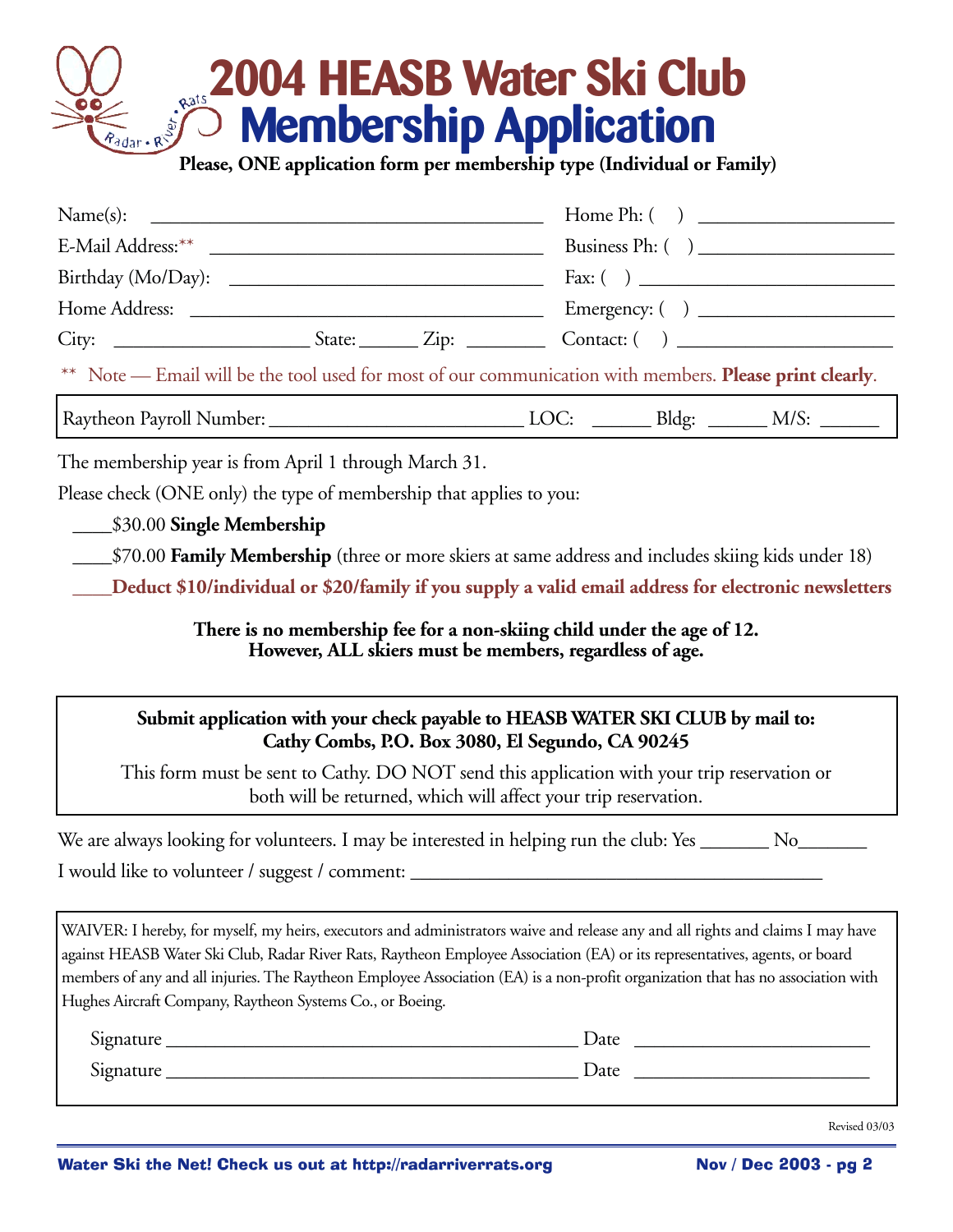# 2004 HEASB Water Ski Club Membership Application

**Please, ONE application form per membership type (Individual or Family)**

Name(s): ________________________________________ Home Ph: ( ) ____________________

E-Mail Address:** __________________________________ Business Ph: ( ) ____________________

Birthday (Mo/Day): ________________________________ Fax: ( ) __________________________

Home Address: ____________________________________ Emergency: ( ) ____________________

City: ____________________ State: ______ Zip: ________ Contact: ( ) ______________________

** Note — Email will be the tool used for most of our communication with members. **Please print clearly**.

Raytheon Payroll Number: __________________________ LOC: ______ Bldg: ______ M/S: ______

The membership year is from April 1 through March 31.

Please check (ONE only) the type of membership that applies to you:

____$30.00 **Single Membership**

____$70.00 **Family Membership** (three or more skiers at same address and includes skiing kids under 18)

**____Deduct $10/individual or $20/family if you supply a valid email address for electronic newsletters**

**There is no membership fee for a non-skiing child under the age of 12.**
**However, ALL skiers must be members, regardless of age.**

**Submit application with your check payable to HEASB WATER SKI CLUB by mail to:**
**Cathy Combs, P.O. Box 3080, El Segundo, CA 90245**

This form must be sent to Cathy. DO NOT send this application with your trip reservation or both will be returned, which will affect your trip reservation.

We are always looking for volunteers. I may be interested in helping run the club: Yes _______ No_______

I would like to volunteer / suggest / comment: __________________________________________

WAIVER: I hereby, for myself, my heirs, executors and administrators waive and release any and all rights and claims I may have against HEASB Water Ski Club, Radar River Rats, Raytheon Employee Association (EA) or its representatives, agents, or board members of any and all injuries. The Raytheon Employee Association (EA) is a non-profit organization that has no association with Hughes Aircraft Company, Raytheon Systems Co., or Boeing.

Signature ___________________________________________ Date ________________________

Signature ___________________________________________ Date ________________________

Revised 03/03

Water Ski the Net! Check us out at http://radarriverrats.org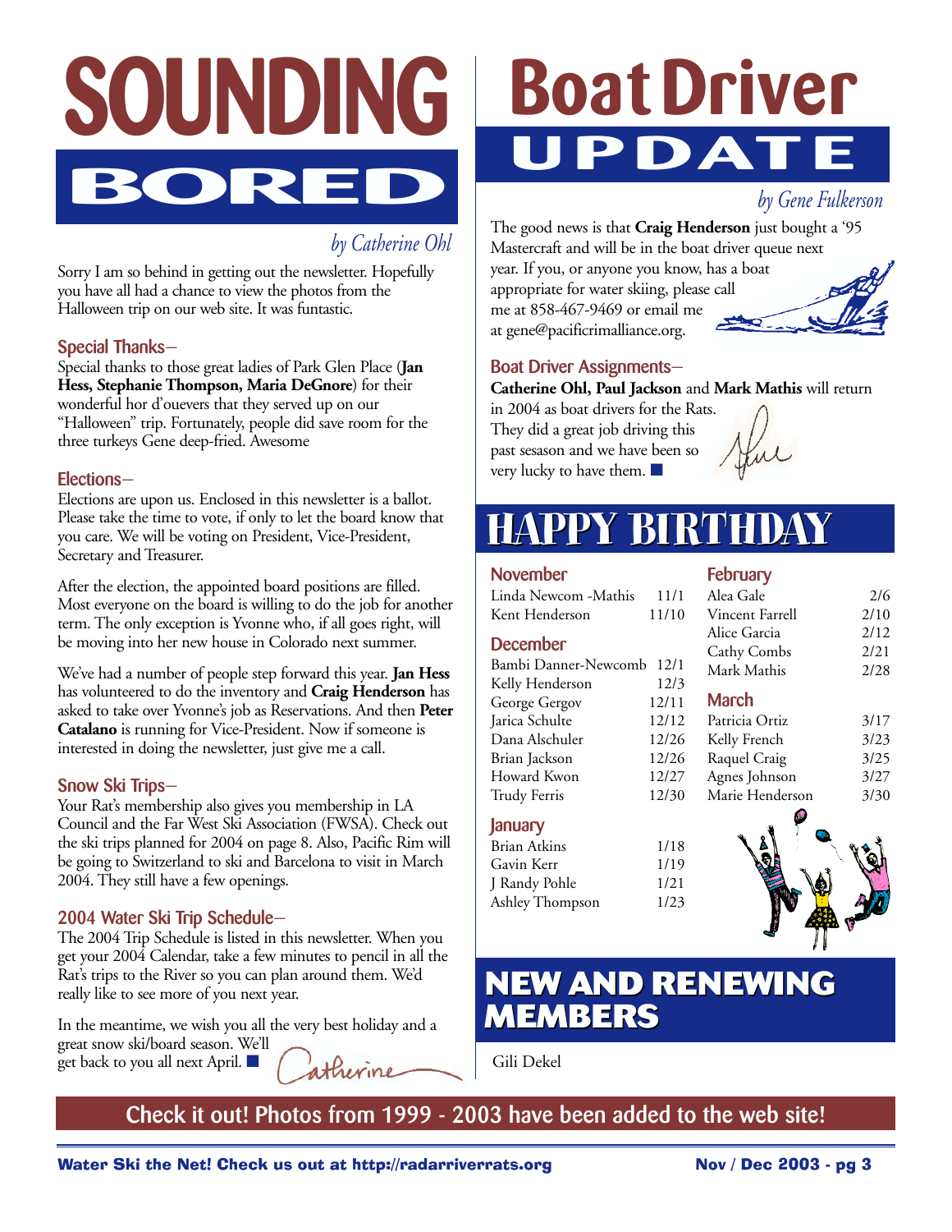# SOUNDING BORED

*by Catherine Ohl*

Sorry I am so behind in getting out the newsletter. Hopefully you have all had a chance to view the photos from the Halloween trip on our web site. It was funtastic.

### Special Thanks–

Special thanks to those great ladies of Park Glen Place (**Jan Hess, Stephanie Thompson, Maria DeGnore**) for their wonderful hor d'ouevers that they served up on our "Halloween" trip. Fortunately, people did save room for the three turkeys Gene deep-fried. Awesome

### Elections–

Elections are upon us. Enclosed in this newsletter is a ballot. Please take the time to vote, if only to let the board know that you care. We will be voting on President, Vice-President, Secretary and Treasurer.

After the election, the appointed board positions are filled. Most everyone on the board is willing to do the job for another term. The only exception is Yvonne who, if all goes right, will be moving into her new house in Colorado next summer.

We've had a number of people step forward this year. **Jan Hess** has volunteered to do the inventory and **Craig Henderson** has asked to take over Yvonne's job as Reservations. And then **Peter Catalano** is running for Vice-President. Now if someone is interested in doing the newsletter, just give me a call.

### Snow Ski Trips–

Your Rat's membership also gives you membership in LA Council and the Far West Ski Association (FWSA). Check out the ski trips planned for 2004 on page 8. Also, Pacific Rim will be going to Switzerland to ski and Barcelona to visit in March 2004. They still have a few openings.

### 2004 Water Ski Trip Schedule–

The 2004 Trip Schedule is listed in this newsletter. When you get your 2004 Calendar, take a few minutes to pencil in all the Rat's trips to the River so you can plan around them. We'd really like to see more of you next year.

In the meantime, we wish you all the very best holiday and a great snow ski/board season. We'll get back to you all next April. ■

Catherine

# Boat Driver UPDATE

*by Gene Fulkerson*

The good news is that **Craig Henderson** just bought a '95 Mastercraft and will be in the boat driver queue next year. If you, or anyone you know, has a boat appropriate for water skiing, please call me at 858-467-9469 or email me at gene@pacificrimalliance.org.

### Boat Driver Assignments–

**Catherine Ohl, Paul Jackson** and **Mark Mathis** will return in 2004 as boat drivers for the Rats. They did a great job driving this past sesason and we have been so very lucky to have them. ■

Gene

# HAPPY BIRTHDAY

### November

| | |
|---|---|
| Linda Newcom -Mathis | 11/1 |
| Kent Henderson | 11/10 |

### December

| | |
|---|---|
| Bambi Danner-Newcomb | 12/1 |
| Kelly Henderson | 12/3 |
| George Gergov | 12/11 |
| Jarica Schulte | 12/12 |
| Dana Alschuler | 12/26 |
| Brian Jackson | 12/26 |
| Howard Kwon | 12/27 |
| Trudy Ferris | 12/30 |

### January

| | |
|---|---|
| Brian Atkins | 1/18 |
| Gavin Kerr | 1/19 |
| J Randy Pohle | 1/21 |
| Ashley Thompson | 1/23 |

### February

| | |
|---|---|
| Alea Gale | 2/6 |
| Vincent Farrell | 2/10 |
| Alice Garcia | 2/12 |
| Cathy Combs | 2/21 |
| Mark Mathis | 2/28 |

### March

| | |
|---|---|
| Patricia Ortiz | 3/17 |
| Kelly French | 3/23 |
| Raquel Craig | 3/25 |
| Agnes Johnson | 3/27 |
| Marie Henderson | 3/30 |

# NEW AND RENEWING MEMBERS

Gili Dekel

**Check it out! Photos from 1999 - 2003 have been added to the web site!**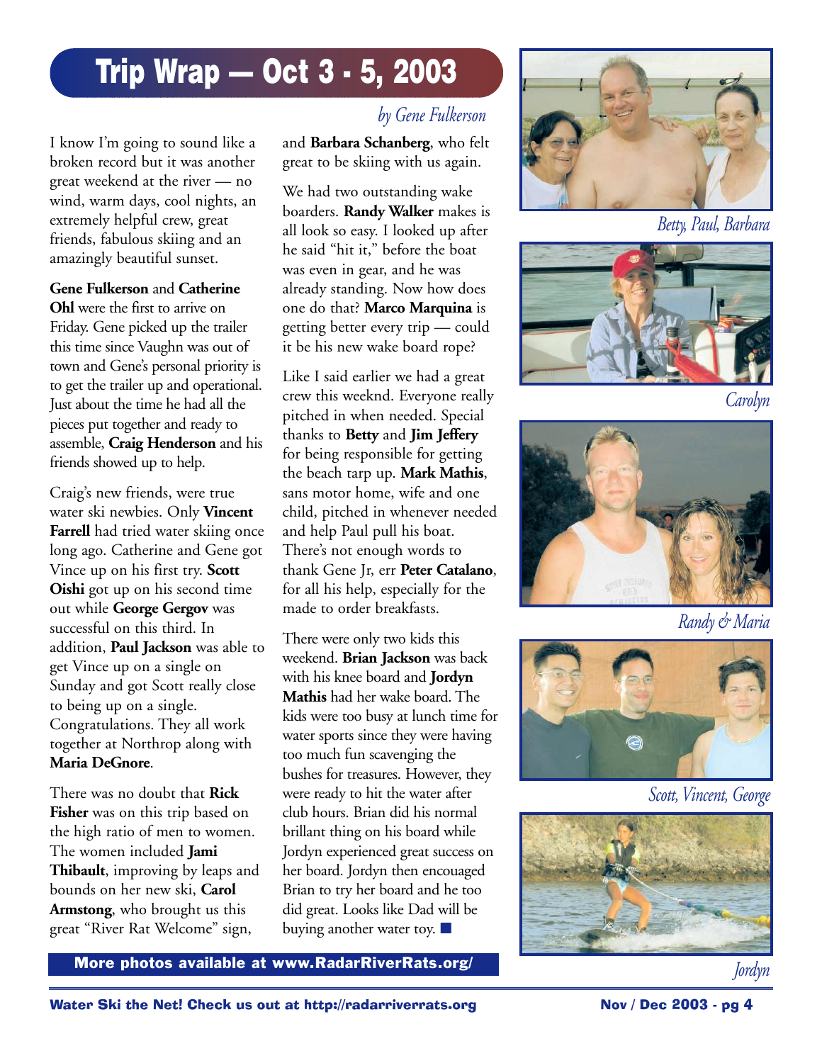# Trip Wrap — Oct 3 - 5, 2003

*by Gene Fulkerson*

I know I'm going to sound like a broken record but it was another great weekend at the river — no wind, warm days, cool nights, an extremely helpful crew, great friends, fabulous skiing and an amazingly beautiful sunset.

**Gene Fulkerson** and **Catherine Ohl** were the first to arrive on Friday. Gene picked up the trailer this time since Vaughn was out of town and Gene's personal priority is to get the trailer up and operational. Just about the time he had all the pieces put together and ready to assemble, **Craig Henderson** and his friends showed up to help.

Craig's new friends, were true water ski newbies. Only **Vincent Farrell** had tried water skiing once long ago. Catherine and Gene got Vince up on his first try. **Scott Oishi** got up on his second time out while **George Gergov** was successful on this third. In addition, **Paul Jackson** was able to get Vince up on a single on Sunday and got Scott really close to being up on a single. Congratulations. They all work together at Northrop along with **Maria DeGnore**.

There was no doubt that **Rick Fisher** was on this trip based on the high ratio of men to women. The women included **Jami Thibault**, improving by leaps and bounds on her new ski, **Carol Armstong**, who brought us this great "River Rat Welcome" sign, and **Barbara Schanberg**, who felt great to be skiing with us again.

We had two outstanding wake boarders. **Randy Walker** makes is all look so easy. I looked up after he said "hit it," before the boat was even in gear, and he was already standing. Now how does one do that? **Marco Marquina** is getting better every trip — could it be his new wake board rope?

Like I said earlier we had a great crew this weeknd. Everyone really pitched in when needed. Special thanks to **Betty** and **Jim Jeffery** for being responsible for getting the beach tarp up. **Mark Mathis**, sans motor home, wife and one child, pitched in whenever needed and help Paul pull his boat. There's not enough words to thank Gene Jr, err **Peter Catalano**, for all his help, especially for the made to order breakfasts.

There were only two kids this weekend. **Brian Jackson** was back with his knee board and **Jordyn Mathis** had her wake board. The kids were too busy at lunch time for water sports since they were having too much fun scavenging the bushes for treasures. However, they were ready to hit the water after club hours. Brian did his normal brillant thing on his board while Jordyn experienced great success on her board. Jordyn then encouaged Brian to try her board and he too did great. Looks like Dad will be buying another water toy. ■

**More photos available at www.RadarRiverRats.org/**

*Betty, Paul, Barbara*

*Carolyn*

*Randy & Maria*

*Scott, Vincent, George*

*Jordyn*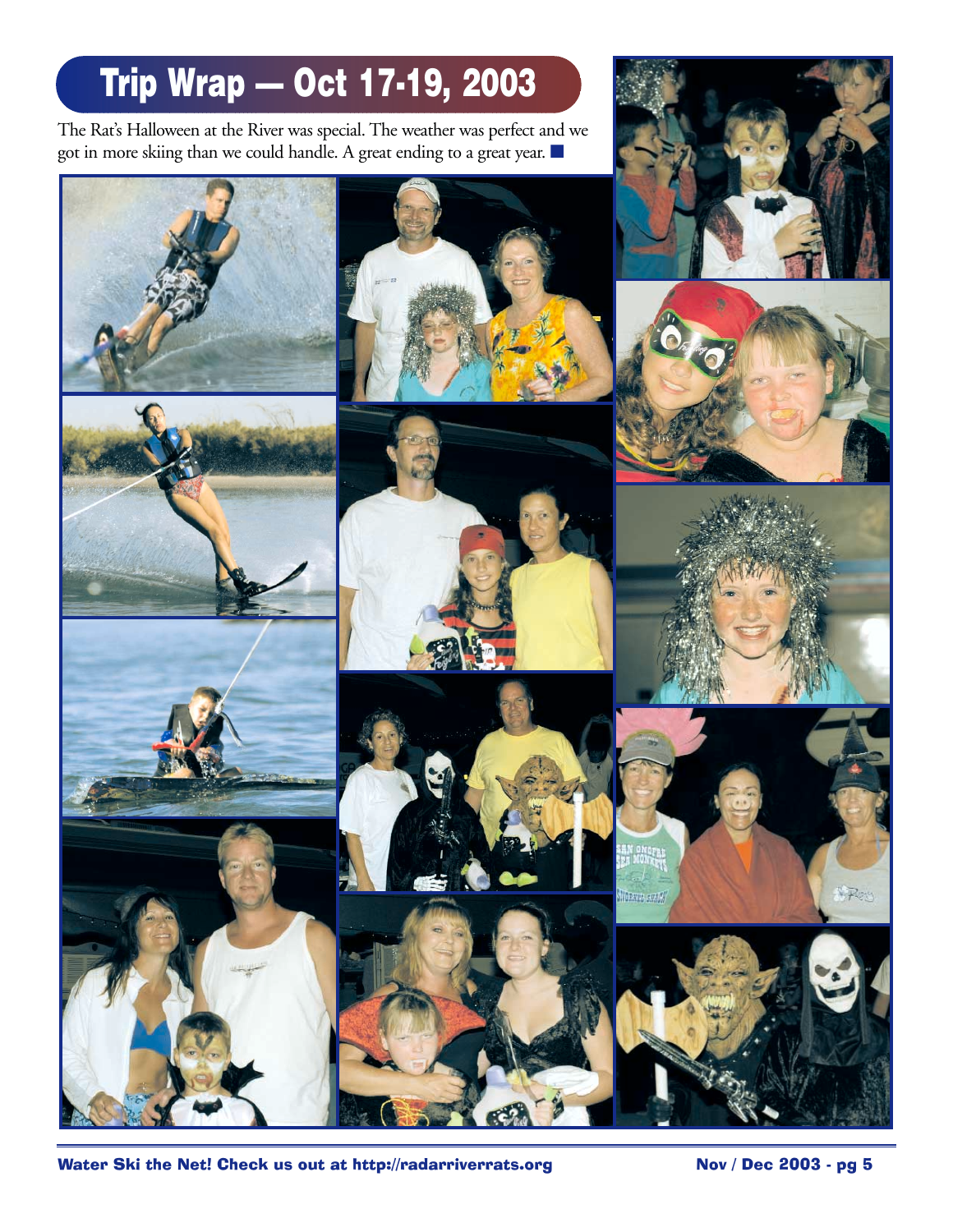# Trip Wrap — Oct 17-19, 2003

The Rat's Halloween at the River was special. The weather was perfect and we got in more skiing than we could handle. A great ending to a great year. ■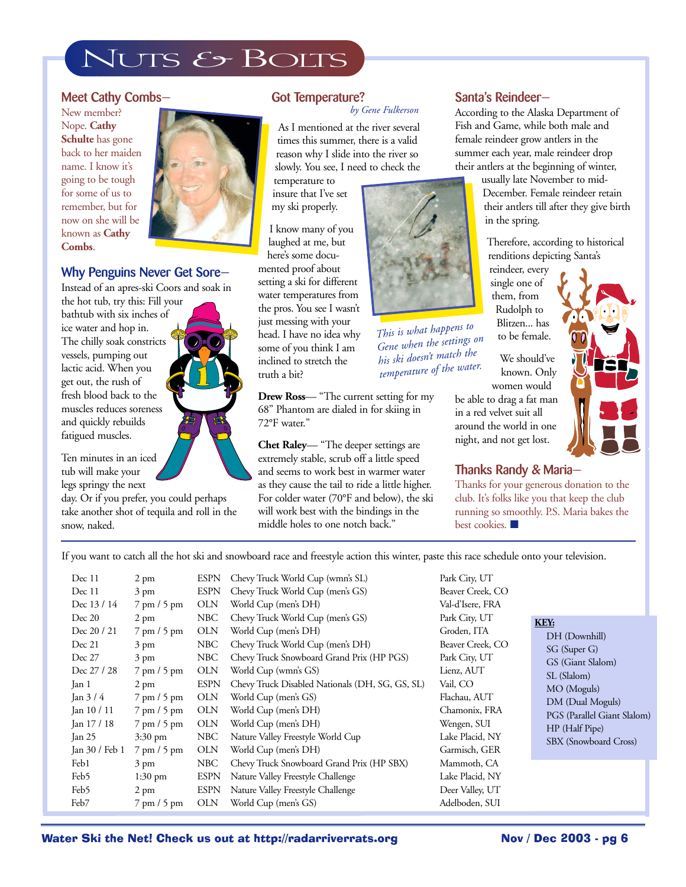# Nuts & Bolts

## Meet Cathy Combs–

New member? Nope. **Cathy Schulte** has gone back to her maiden name. I know it's going to be tough for some of us to remember, but for now on she will be known as **Cathy Combs**.

## Why Penguins Never Get Sore–

Instead of an apres-ski Coors and soak in the hot tub, try this: Fill your bathtub with six inches of ice water and hop in. The chilly soak constricts vessels, pumping out lactic acid. When you get out, the rush of fresh blood back to the muscles reduces soreness and quickly rebuilds fatigued muscles.

Ten minutes in an iced tub will make your legs springy the next day. Or if you prefer, you could perhaps take another shot of tequila and roll in the snow, naked.

## Got Temperature?

*by Gene Fulkerson*

As I mentioned at the river several times this summer, there is a valid reason why I slide into the river so slowly. You see, I need to check the temperature to insure that I've set my ski properly.

I know many of you laughed at me, but here's some documented proof about setting a ski for different water temperatures from the pros. You see I wasn't just messing with your head. I have no idea why some of you think I am inclined to stretch the truth a bit?

*This is what happens to Gene when the settings on his ski doesn't match the temperature of the water.*

**Drew Ross**— "The current setting for my 68" Phantom are dialed in for skiing in 72°F water."

**Chet Raley**— "The deeper settings are extremely stable, scrub off a little speed and seems to work best in warmer water as they cause the tail to ride a little higher. For colder water (70°F and below), the ski will work best with the bindings in the middle holes to one notch back."

## Santa's Reindeer–

According to the Alaska Department of Fish and Game, while both male and female reindeer grow antlers in the summer each year, male reindeer drop their antlers at the beginning of winter, usually late November to mid-December. Female reindeer retain their antlers till after they give birth in the spring.

Therefore, according to historical renditions depicting Santa's reindeer, every single one of them, from Rudolph to Blitzen... has to be female.

We should've known. Only women would be able to drag a fat man in a red velvet suit all around the world in one night, and not get lost.

## Thanks Randy & Maria–

Thanks for your generous donation to the club. It's folks like you that keep the club running so smoothly. P.S. Maria bakes the best cookies.

---

If you want to catch all the hot ski and snowboard race and freestyle action this winter, paste this race schedule onto your television.

| Date | Time | Network | Event | Location |
|---|---|---|---|---|
| Dec 11 | 2 pm | ESPN | Chevy Truck World Cup (wmn's SL) | Park City, UT |
| Dec 11 | 3 pm | ESPN | Chevy Truck World Cup (men's GS) | Beaver Creek, CO |
| Dec 13 / 14 | 7 pm / 5 pm | OLN | World Cup (men's DH) | Val-d'Isere, FRA |
| Dec 20 | 2 pm | NBC | Chevy Truck World Cup (men's GS) | Park City, UT |
| Dec 20 / 21 | 7 pm / 5 pm | OLN | World Cup (men's DH) | Groden, ITA |
| Dec 21 | 3 pm | NBC | Chevy Truck World Cup (men's DH) | Beaver Creek, CO |
| Dec 27 | 3 pm | NBC | Chevy Truck Snowboard Grand Prix (HP PGS) | Park City, UT |
| Dec 27 / 28 | 7 pm / 5 pm | OLN | World Cup (wmn's GS) | Lienz, AUT |
| Jan 1 | 2 pm | ESPN | Chevy Truck Disabled Nationals (DH, SG, GS, SL) | Vail, CO |
| Jan 3 / 4 | 7 pm / 5 pm | OLN | World Cup (men's GS) | Flachau, AUT |
| Jan 10 / 11 | 7 pm / 5 pm | OLN | World Cup (men's DH) | Chamonix, FRA |
| Jan 17 / 18 | 7 pm / 5 pm | OLN | World Cup (men's DH) | Wengen, SUI |
| Jan 25 | 3:30 pm | NBC | Nature Valley Freestyle World Cup | Lake Placid, NY |
| Jan 30 / Feb 1 | 7 pm / 5 pm | OLN | World Cup (men's DH) | Garmisch, GER |
| Feb1 | 3 pm | NBC | Chevy Truck Snowboard Grand Prix (HP SBX) | Mammoth, CA |
| Feb5 | 1:30 pm | ESPN | Nature Valley Freestyle Challenge | Lake Placid, NY |
| Feb5 | 2 pm | ESPN | Nature Valley Freestyle Challenge | Deer Valley, UT |
| Feb7 | 7 pm / 5 pm | OLN | World Cup (men's GS) | Adelboden, SUI |

**KEY:**

- DH (Downhill)
- SG (Super G)
- GS (Giant Slalom)
- SL (Slalom)
- MO (Moguls)
- DM (Dual Moguls)
- PGS (Parallel Giant Slalom)
- HP (Half Pipe)
- SBX (Snowboard Cross)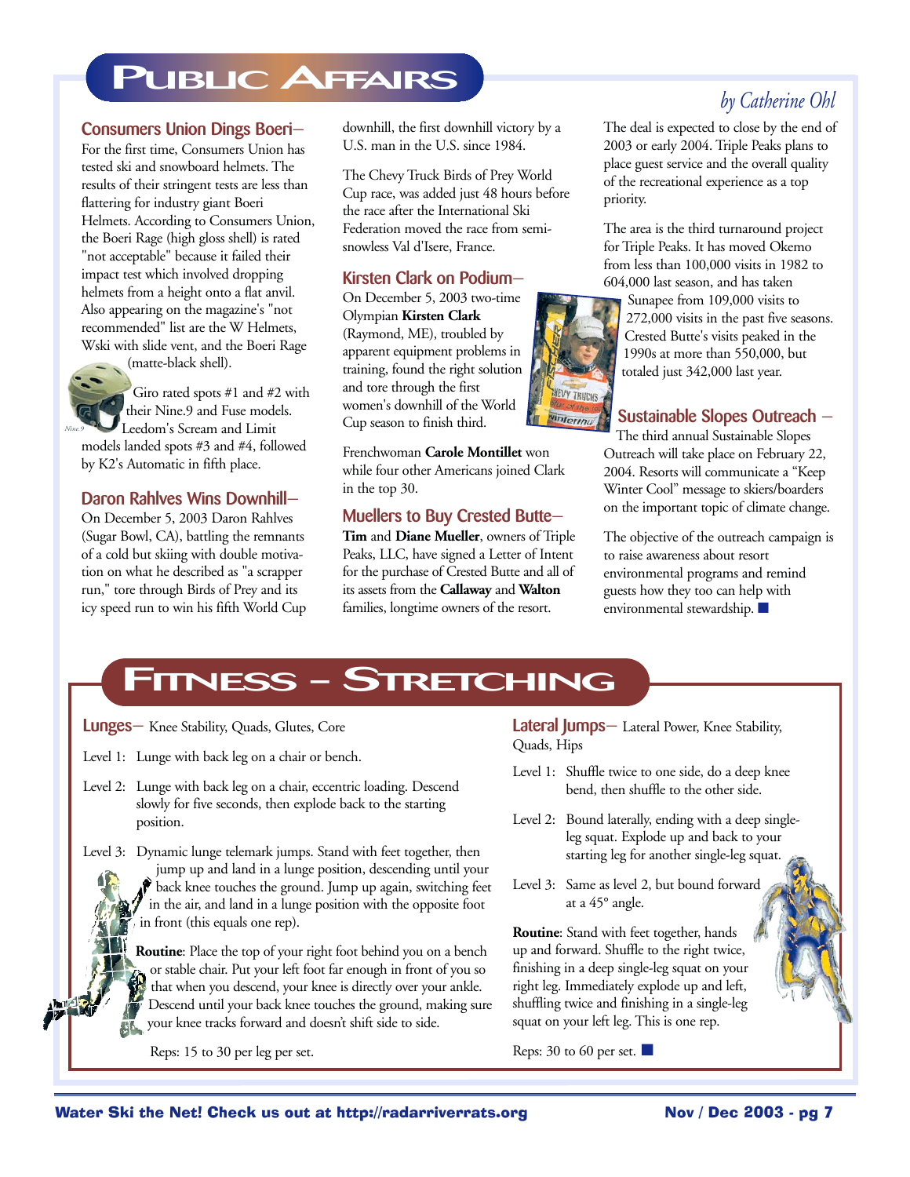# Public Affairs

*by Catherine Ohl*

## Consumers Union Dings Boeri–

For the first time, Consumers Union has tested ski and snowboard helmets. The results of their stringent tests are less than flattering for industry giant Boeri Helmets. According to Consumers Union, the Boeri Rage (high gloss shell) is rated "not acceptable" because it failed their impact test which involved dropping helmets from a height onto a flat anvil. Also appearing on the magazine's "not recommended" list are the W Helmets, Wski with slide vent, and the Boeri Rage (matte-black shell).

Nine.9

Giro rated spots #1 and #2 with their Nine.9 and Fuse models. Leedom's Scream and Limit models landed spots #3 and #4, followed by K2's Automatic in fifth place.

## Daron Rahlves Wins Downhill–

On December 5, 2003 Daron Rahlves (Sugar Bowl, CA), battling the remnants of a cold but skiing with double motivation on what he described as "a scrapper run," tore through Birds of Prey and its icy speed run to win his fifth World Cup downhill, the first downhill victory by a U.S. man in the U.S. since 1984.

The Chevy Truck Birds of Prey World Cup race, was added just 48 hours before the race after the International Ski Federation moved the race from semi-snowless Val d'Isere, France.

## Kirsten Clark on Podium–

On December 5, 2003 two-time Olympian **Kirsten Clark** (Raymond, ME), troubled by apparent equipment problems in training, found the right solution and tore through the first women's downhill of the World Cup season to finish third.

Frenchwoman **Carole Montillet** won while four other Americans joined Clark in the top 30.

## Muellers to Buy Crested Butte–

**Tim** and **Diane Mueller**, owners of Triple Peaks, LLC, have signed a Letter of Intent for the purchase of Crested Butte and all of its assets from the **Callaway** and **Walton** families, longtime owners of the resort.

The deal is expected to close by the end of 2003 or early 2004. Triple Peaks plans to place guest service and the overall quality of the recreational experience as a top priority.

The area is the third turnaround project for Triple Peaks. It has moved Okemo from less than 100,000 visits in 1982 to 604,000 last season, and has taken Sunapee from 109,000 visits to 272,000 visits in the past five seasons. Crested Butte's visits peaked in the 1990s at more than 550,000, but totaled just 342,000 last year.

## Sustainable Slopes Outreach –

The third annual Sustainable Slopes Outreach will take place on February 22, 2004. Resorts will communicate a "Keep Winter Cool" message to skiers/boarders on the important topic of climate change.

The objective of the outreach campaign is to raise awareness about resort environmental programs and remind guests how they too can help with environmental stewardship. ■

# Fitness – Stretching

## Lunges– Knee Stability, Quads, Glutes, Core

Level 1: Lunge with back leg on a chair or bench.

Level 2: Lunge with back leg on a chair, eccentric loading. Descend slowly for five seconds, then explode back to the starting position.

Level 3: Dynamic lunge telemark jumps. Stand with feet together, then jump up and land in a lunge position, descending until your back knee touches the ground. Jump up again, switching feet in the air, and land in a lunge position with the opposite foot in front (this equals one rep).

**Routine**: Place the top of your right foot behind you on a bench or stable chair. Put your left foot far enough in front of you so that when you descend, your knee is directly over your ankle. Descend until your back knee touches the ground, making sure your knee tracks forward and doesn't shift side to side.

Reps: 15 to 30 per leg per set.

## Lateral Jumps– Lateral Power, Knee Stability, Quads, Hips

Level 1: Shuffle twice to one side, do a deep knee bend, then shuffle to the other side.

Level 2: Bound laterally, ending with a deep single-leg squat. Explode up and back to your starting leg for another single-leg squat.

Level 3: Same as level 2, but bound forward at a 45° angle.

**Routine**: Stand with feet together, hands up and forward. Shuffle to the right twice, finishing in a deep single-leg squat on your right leg. Immediately explode up and left, shuffling twice and finishing in a single-leg squat on your left leg. This is one rep.

Reps: 30 to 60 per set. ■

Water Ski the Net! Check us out at http://radarriverrats.org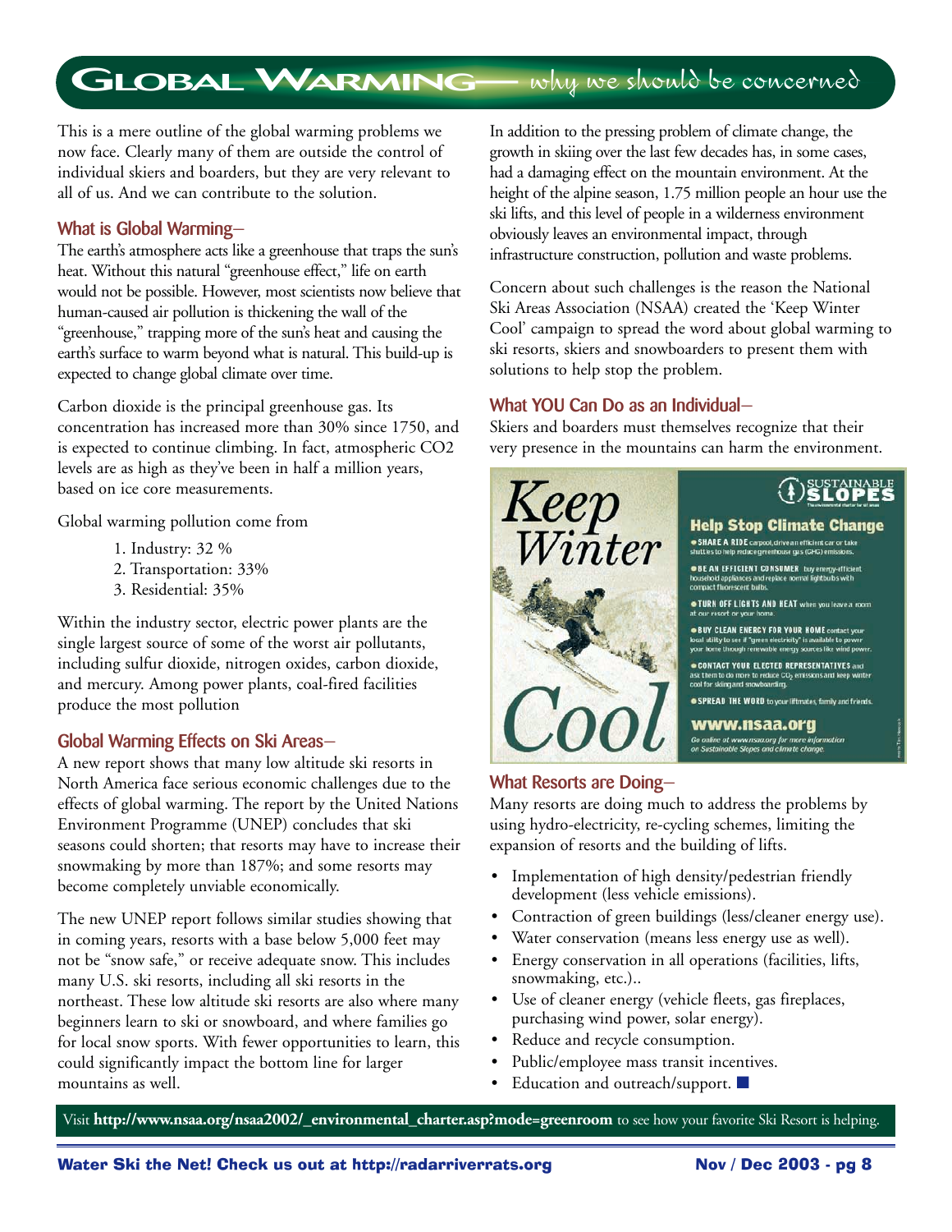# Global Warming— why we should be concerned

This is a mere outline of the global warming problems we now face. Clearly many of them are outside the control of individual skiers and boarders, but they are very relevant to all of us. And we can contribute to the solution.

## What is Global Warming–

The earth's atmosphere acts like a greenhouse that traps the sun's heat. Without this natural "greenhouse effect," life on earth would not be possible. However, most scientists now believe that human-caused air pollution is thickening the wall of the "greenhouse," trapping more of the sun's heat and causing the earth's surface to warm beyond what is natural. This build-up is expected to change global climate over time.

Carbon dioxide is the principal greenhouse gas. Its concentration has increased more than 30% since 1750, and is expected to continue climbing. In fact, atmospheric CO2 levels are as high as they've been in half a million years, based on ice core measurements.

Global warming pollution come from

1. Industry: 32 %
2. Transportation: 33%
3. Residential: 35%

Within the industry sector, electric power plants are the single largest source of some of the worst air pollutants, including sulfur dioxide, nitrogen oxides, carbon dioxide, and mercury. Among power plants, coal-fired facilities produce the most pollution

## Global Warming Effects on Ski Areas–

A new report shows that many low altitude ski resorts in North America face serious economic challenges due to the effects of global warming. The report by the United Nations Environment Programme (UNEP) concludes that ski seasons could shorten; that resorts may have to increase their snowmaking by more than 187%; and some resorts may become completely unviable economically.

The new UNEP report follows similar studies showing that in coming years, resorts with a base below 5,000 feet may not be "snow safe," or receive adequate snow. This includes many U.S. ski resorts, including all ski resorts in the northeast. These low altitude ski resorts are also where many beginners learn to ski or snowboard, and where families go for local snow sports. With fewer opportunities to learn, this could significantly impact the bottom line for larger mountains as well.

In addition to the pressing problem of climate change, the growth in skiing over the last few decades has, in some cases, had a damaging effect on the mountain environment. At the height of the alpine season, 1.75 million people an hour use the ski lifts, and this level of people in a wilderness environment obviously leaves an environmental impact, through infrastructure construction, pollution and waste problems.

Concern about such challenges is the reason the National Ski Areas Association (NSAA) created the 'Keep Winter Cool' campaign to spread the word about global warming to ski resorts, skiers and snowboarders to present them with solutions to help stop the problem.

## What YOU Can Do as an Individual–

Skiers and boarders must themselves recognize that their very presence in the mountains can harm the environment.

**Keep Winter Cool**

**SUSTAINABLE SLOPES**

**Help Stop Climate Change**

- **SHARE A RIDE** carpool, drive an efficient car or take shuttles to help reduce greenhouse gas (GHG) emissions.
- **BE AN EFFICIENT CONSUMER** buy energy-efficient household appliances and replace normal lightbulbs with compact fluorescent bulbs.
- **TURN OFF LIGHTS AND HEAT** when you leave a room at our resort or your home.
- **BUY CLEAN ENERGY FOR YOUR HOME** contact your local utility to see if "green electricity" is available to power your home through renewable energy sources like wind power.
- **CONTACT YOUR ELECTED REPRESENTATIVES** and ask them to do more to reduce $CO_2$ emissions and keep winter cool for skiing and snowboarding.
- **SPREAD THE WORD** to your liftmates, family and friends.

**www.nsaa.org**

*Go online at www.nsaa.org for more information on Sustainable Slopes and climate change.*

## What Resorts are Doing–

Many resorts are doing much to address the problems by using hydro-electricity, re-cycling schemes, limiting the expansion of resorts and the building of lifts.

- Implementation of high density/pedestrian friendly development (less vehicle emissions).
- Contraction of green buildings (less/cleaner energy use).
- Water conservation (means less energy use as well).
- Energy conservation in all operations (facilities, lifts, snowmaking, etc.)..
- Use of cleaner energy (vehicle fleets, gas fireplaces, purchasing wind power, solar energy).
- Reduce and recycle consumption.
- Public/employee mass transit incentives.
- Education and outreach/support. ■

Visit **http://www.nsaa.org/nsaa2002/_environmental_charter.asp?mode=greenroom** to see how your favorite Ski Resort is helping.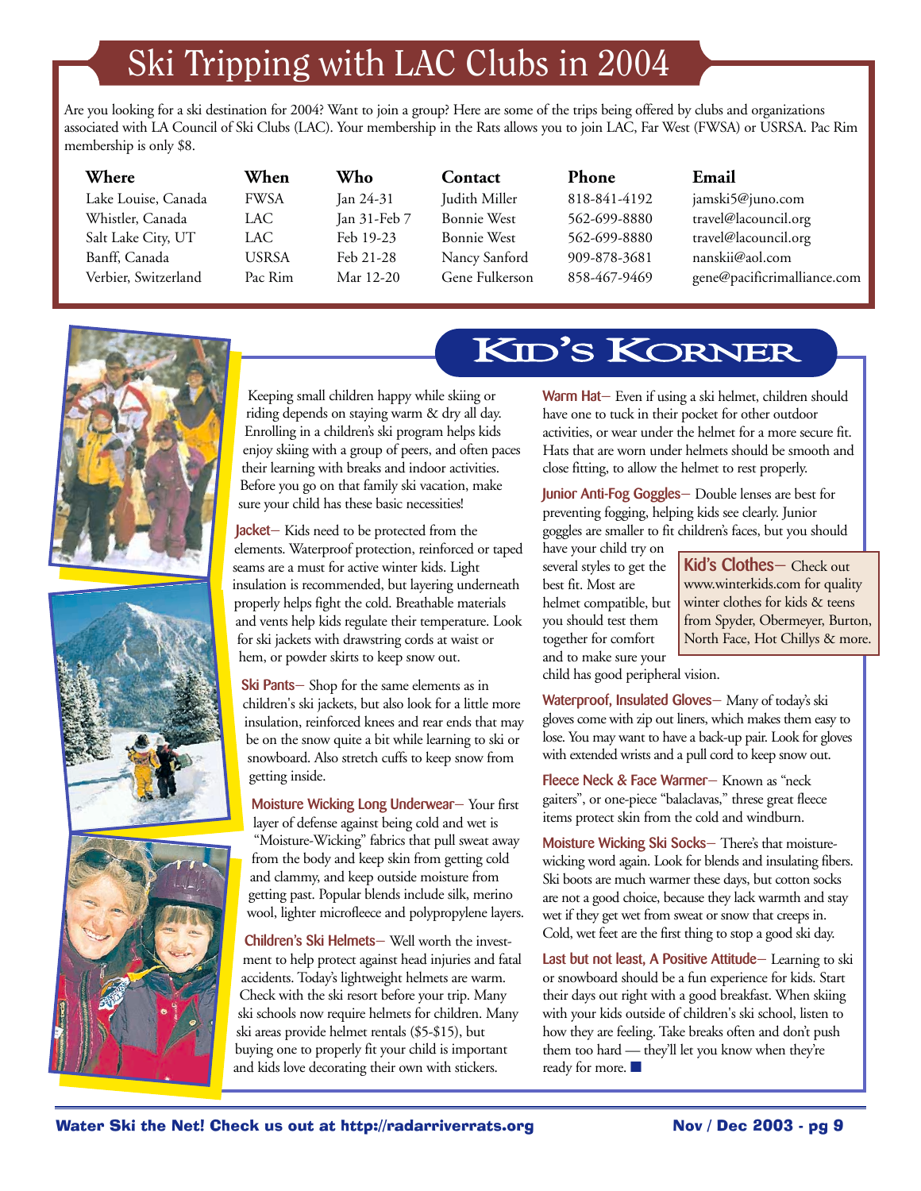# Ski Tripping with LAC Clubs in 2004

Are you looking for a ski destination for 2004? Want to join a group? Here are some of the trips being offered by clubs and organizations associated with LA Council of Ski Clubs (LAC). Your membership in the Rats allows you to join LAC, Far West (FWSA) or USRSA. Pac Rim membership is only $8.

| Where | When | Who | Contact | Phone | Email |
|---|---|---|---|---|---|
| Lake Louise, Canada | FWSA | Jan 24-31 | Judith Miller | 818-841-4192 | jamski5@juno.com |
| Whistler, Canada | LAC | Jan 31-Feb 7 | Bonnie West | 562-699-8880 | travel@lacouncil.org |
| Salt Lake City, UT | LAC | Feb 19-23 | Bonnie West | 562-699-8880 | travel@lacouncil.org |
| Banff, Canada | USRSA | Feb 21-28 | Nancy Sanford | 909-878-3681 | nanskii@aol.com |
| Verbier, Switzerland | Pac Rim | Mar 12-20 | Gene Fulkerson | 858-467-9469 | gene@pacificrimalliance.com |

# Kid's Korner

Keeping small children happy while skiing or riding depends on staying warm & dry all day. Enrolling in a children's ski program helps kids enjoy skiing with a group of peers, and often paces their learning with breaks and indoor activities. Before you go on that family ski vacation, make sure your child has these basic necessities!

**Jacket**– Kids need to be protected from the elements. Waterproof protection, reinforced or taped seams are a must for active winter kids. Light insulation is recommended, but layering underneath properly helps fight the cold. Breathable materials and vents help kids regulate their temperature. Look for ski jackets with drawstring cords at waist or hem, or powder skirts to keep snow out.

**Ski Pants**– Shop for the same elements as in children's ski jackets, but also look for a little more insulation, reinforced knees and rear ends that may be on the snow quite a bit while learning to ski or snowboard. Also stretch cuffs to keep snow from getting inside.

**Moisture Wicking Long Underwear**– Your first layer of defense against being cold and wet is "Moisture-Wicking" fabrics that pull sweat away from the body and keep skin from getting cold and clammy, and keep outside moisture from getting past. Popular blends include silk, merino wool, lighter microfleece and polypropylene layers.

**Children's Ski Helmets**– Well worth the investment to help protect against head injuries and fatal accidents. Today's lightweight helmets are warm. Check with the ski resort before your trip. Many ski schools now require helmets for children. Many ski areas provide helmet rentals ($5-$15), but buying one to properly fit your child is important and kids love decorating their own with stickers.

**Warm Hat**– Even if using a ski helmet, children should have one to tuck in their pocket for other outdoor activities, or wear under the helmet for a more secure fit. Hats that are worn under helmets should be smooth and close fitting, to allow the helmet to rest properly.

**Junior Anti-Fog Goggles**– Double lenses are best for preventing fogging, helping kids see clearly. Junior goggles are smaller to fit children's faces, but you should have your child try on several styles to get the best fit. Most are helmet compatible, but you should test them together for comfort and to make sure your child has good peripheral vision.

**Kid's Clothes**– Check out www.winterkids.com for quality winter clothes for kids & teens from Spyder, Obermeyer, Burton, North Face, Hot Chillys & more.

**Waterproof, Insulated Gloves**– Many of today's ski gloves come with zip out liners, which makes them easy to lose. You may want to have a back-up pair. Look for gloves with extended wrists and a pull cord to keep snow out.

**Fleece Neck & Face Warmer**– Known as "neck gaiters", or one-piece "balaclavas," threse great fleece items protect skin from the cold and windburn.

**Moisture Wicking Ski Socks**– There's that moisture-wicking word again. Look for blends and insulating fibers. Ski boots are much warmer these days, but cotton socks are not a good choice, because they lack warmth and stay wet if they get wet from sweat or snow that creeps in. Cold, wet feet are the first thing to stop a good ski day.

**Last but not least, A Positive Attitude**– Learning to ski or snowboard should be a fun experience for kids. Start their days out right with a good breakfast. When skiing with your kids outside of children's ski school, listen to how they are feeling. Take breaks often and don't push them too hard — they'll let you know when they're ready for more. ■

**Water Ski the Net! Check us out at http://radarriverrats.org**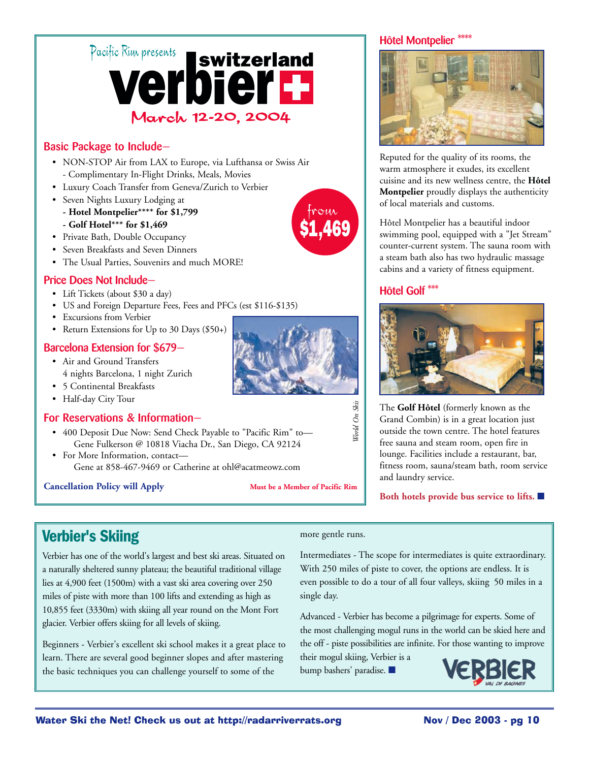Pacific Rim presents

# verbier switzerland

## March 12-20, 2004

### Basic Package to Include–

- NON-STOP Air from LAX to Europe, via Lufthansa or Swiss Air
  - Complimentary In-Flight Drinks, Meals, Movies
- Luxury Coach Transfer from Geneva/Zurich to Verbier
- Seven Nights Luxury Lodging at
  - **Hotel Montpelier\*\*\*\* for $1,799**
  - **Golf Hotel\*\*\* for $1,469**
- Private Bath, Double Occupancy
- Seven Breakfasts and Seven Dinners
- The Usual Parties, Souvenirs and much MORE!

from **$1,469**

### Price Does Not Include–

- Lift Tickets (about $30 a day)
- US and Foreign Departure Fees, Fees and PFCs (est $116-$135)
- Excursions from Verbier
- Return Extensions for Up to 30 Days ($50+)

### Barcelona Extension for $679–

- Air and Ground Transfers
  4 nights Barcelona, 1 night Zurich
- 5 Continental Breakfasts
- Half-day City Tour

*World On Skis*

### For Reservations & Information–

- 400 Deposit Due Now: Send Check Payable to "Pacific Rim" to—
  Gene Fulkerson @ 10818 Viacha Dr., San Diego, CA 92124
- For More Information, contact—
  Gene at 858-467-9469 or Catherine at ohl@acatmeowz.com

**Cancellation Policy will Apply**

**Must be a Member of Pacific Rim**

### Hôtel Montpelier ****

Reputed for the quality of its rooms, the warm atmosphere it exudes, its excellent cuisine and its new wellness centre, the **Hôtel Montpelier** proudly displays the authenticity of local materials and customs.

Hôtel Montpelier has a beautiful indoor swimming pool, equipped with a "Jet Stream" counter-current system. The sauna room with a steam bath also has two hydraulic massage cabins and a variety of fitness equipment.

### Hôtel Golf ***

The **Golf Hôtel** (formerly known as the Grand Combin) is in a great location just outside the town centre. The hotel features free sauna and steam room, open fire in lounge. Facilities include a restaurant, bar, fitness room, sauna/steam bath, room service and laundry service.

**Both hotels provide bus service to lifts.** ■

## Verbier's Skiing

Verbier has one of the world's largest and best ski areas. Situated on a naturally sheltered sunny plateau; the beautiful traditional village lies at 4,900 feet (1500m) with a vast ski area covering over 250 miles of piste with more than 100 lifts and extending as high as 10,855 feet (3330m) with skiing all year round on the Mont Fort glacier. Verbier offers skiing for all levels of skiing.

Beginners - Verbier's excellent ski school makes it a great place to learn. There are several good beginner slopes and after mastering the basic techniques you can challenge yourself to some of the more gentle runs.

Intermediates - The scope for intermediates is quite extraordinary. With 250 miles of piste to cover, the options are endless. It is even possible to do a tour of all four valleys, skiing 50 miles in a single day.

Advanced - Verbier has become a pilgrimage for experts. Some of the most challenging mogul runs in the world can be skied here and the off - piste possibilities are infinite. For those wanting to improve their mogul skiing, Verbier is a bump bashers' paradise. ■

VERBIER VAL DE BAGNES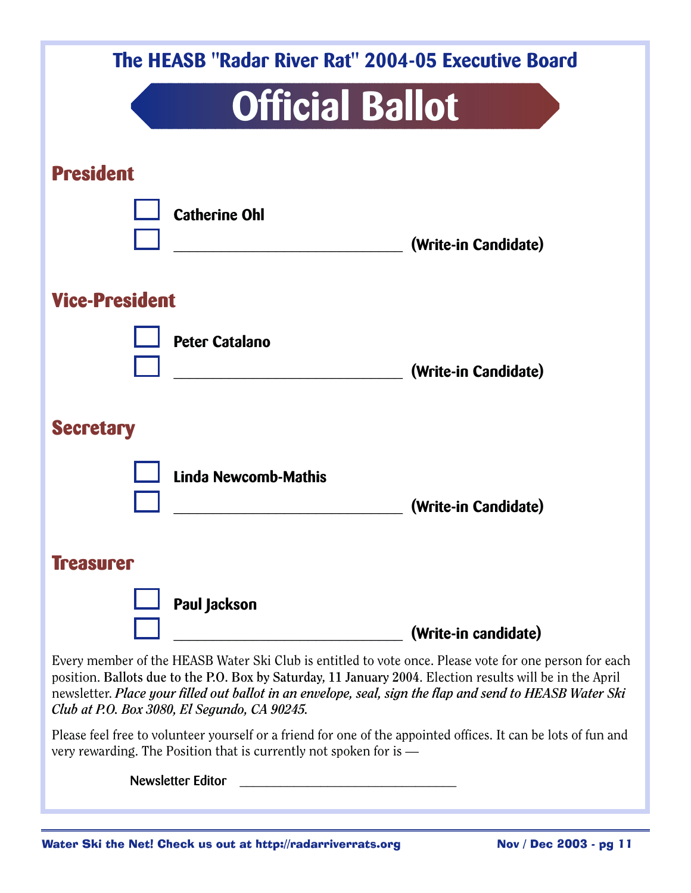## The HEASB "Radar River Rat" 2004-05 Executive Board

# Official Ballot

## President

- ☐ **Catherine Ohl**
- ☐ ______________________________ **(Write-in Candidate)**

## Vice-President

- ☐ **Peter Catalano**
- ☐ ______________________________ **(Write-in Candidate)**

## Secretary

- ☐ **Linda Newcomb-Mathis**
- ☐ ______________________________ **(Write-in Candidate)**

## Treasurer

- ☐ **Paul Jackson**
- ☐ ______________________________ **(Write-in candidate)**

Every member of the HEASB Water Ski Club is entitled to vote once. Please vote for one person for each position. Ballots due to the P.O. Box by Saturday, 11 January 2004. Election results will be in the April newsletter. *Place your filled out ballot in an envelope, seal, sign the flap and send to HEASB Water Ski Club at P.O. Box 3080, El Segundo, CA 90245.*

Please feel free to volunteer yourself or a friend for one of the appointed offices. It can be lots of fun and very rewarding. The Position that is currently not spoken for is —

Newsletter Editor ________________________________

**Water Ski the Net! Check us out at http://radarriverrats.org**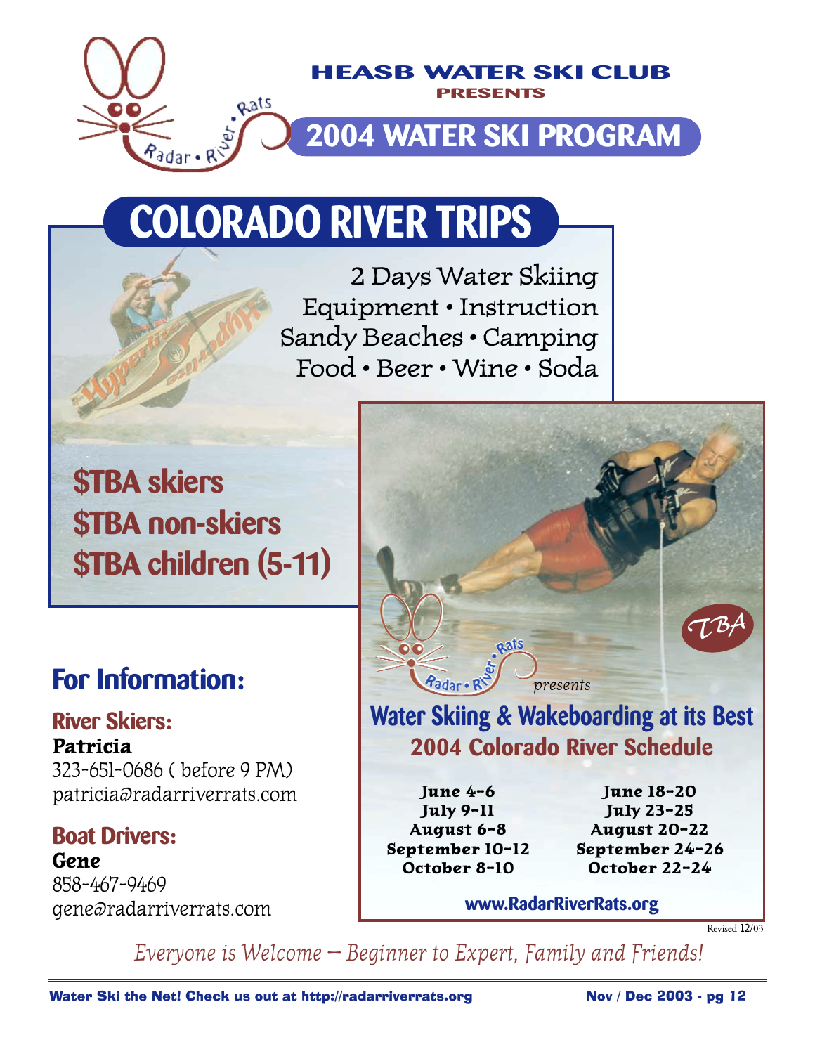HEASB WATER SKI CLUB
PRESENTS

# 2004 WATER SKI PROGRAM

## COLORADO RIVER TRIPS

2 Days Water Skiing
Equipment • Instruction
Sandy Beaches • Camping
Food • Beer • Wine • Soda

**$TBA skiers**
**$TBA non-skiers**
**$TBA children (5-11)**

## For Information:

### River Skiers:

**Patricia**
323-651-0686 ( before 9 PM)
patricia@radarriverrats.com

### Boat Drivers:

**Gene**
858-467-9469
gene@radarriverrats.com

Radar • River • Rats *presents*

TBA

### Water Skiing & Wakeboarding at its Best

### 2004 Colorado River Schedule

| | |
|---|---|
| June 4-6 | June 18-20 |
| July 9-11 | July 23-25 |
| August 6-8 | August 20-22 |
| September 10-12 | September 24-26 |
| October 8-10 | October 22-24 |

www.RadarRiverRats.org

Revised 12/03

*Everyone is Welcome — Beginner to Expert, Family and Friends!*

**Water Ski the Net! Check us out at http://radarriverrats.org**